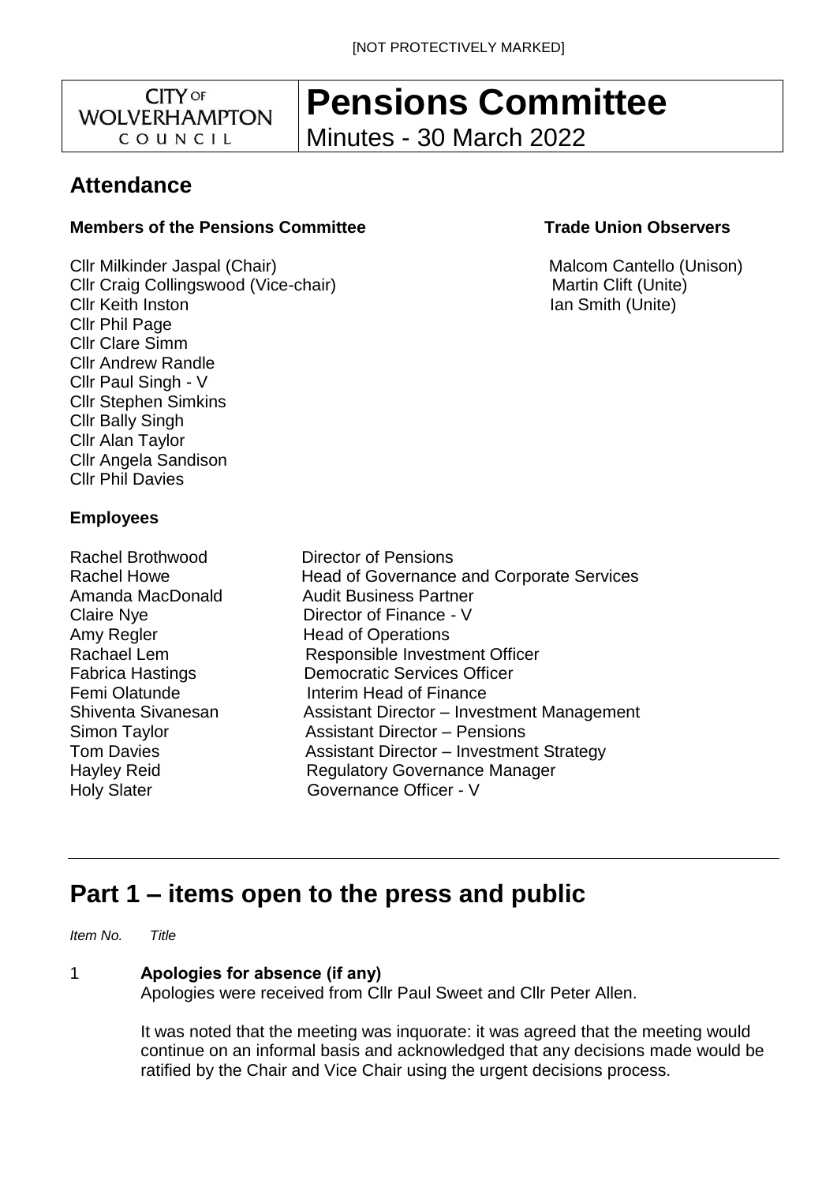[NOT PROTECTIVELY MARKED]

CITY OF WOLVERHAMPTON COUNCIL

# Pensions Committee

Minutes - 30 March 2022

## Attendance

**Members of the Pensions Committee**

Cllr Milkinder Jaspal (Chair)
Cllr Craig Collingswood (Vice-chair)
Cllr Keith Inston
Cllr Phil Page
Cllr Clare Simm
Cllr Andrew Randle
Cllr Paul Singh - V
Cllr Stephen Simkins
Cllr Bally Singh
Cllr Alan Taylor
Cllr Angela Sandison
Cllr Phil Davies

**Trade Union Observers**

Malcom Cantello (Unison)
Martin Clift (Unite)
Ian Smith (Unite)

**Employees**

| | |
|---|---|
| Rachel Brothwood | Director of Pensions |
| Rachel Howe | Head of Governance and Corporate Services |
| Amanda MacDonald | Audit Business Partner |
| Claire Nye | Director of Finance - V |
| Amy Regler | Head of Operations |
| Rachael Lem | Responsible Investment Officer |
| Fabrica Hastings | Democratic Services Officer |
| Femi Olatunde | Interim Head of Finance |
| Shiventa Sivanesan | Assistant Director – Investment Management |
| Simon Taylor | Assistant Director – Pensions |
| Tom Davies | Assistant Director – Investment Strategy |
| Hayley Reid | Regulatory Governance Manager |
| Holy Slater | Governance Officer - V |

# Part 1 – items open to the press and public

*Item No. Title*

1 **Apologies for absence (if any)**

Apologies were received from Cllr Paul Sweet and Cllr Peter Allen.

It was noted that the meeting was inquorate: it was agreed that the meeting would continue on an informal basis and acknowledged that any decisions made would be ratified by the Chair and Vice Chair using the urgent decisions process.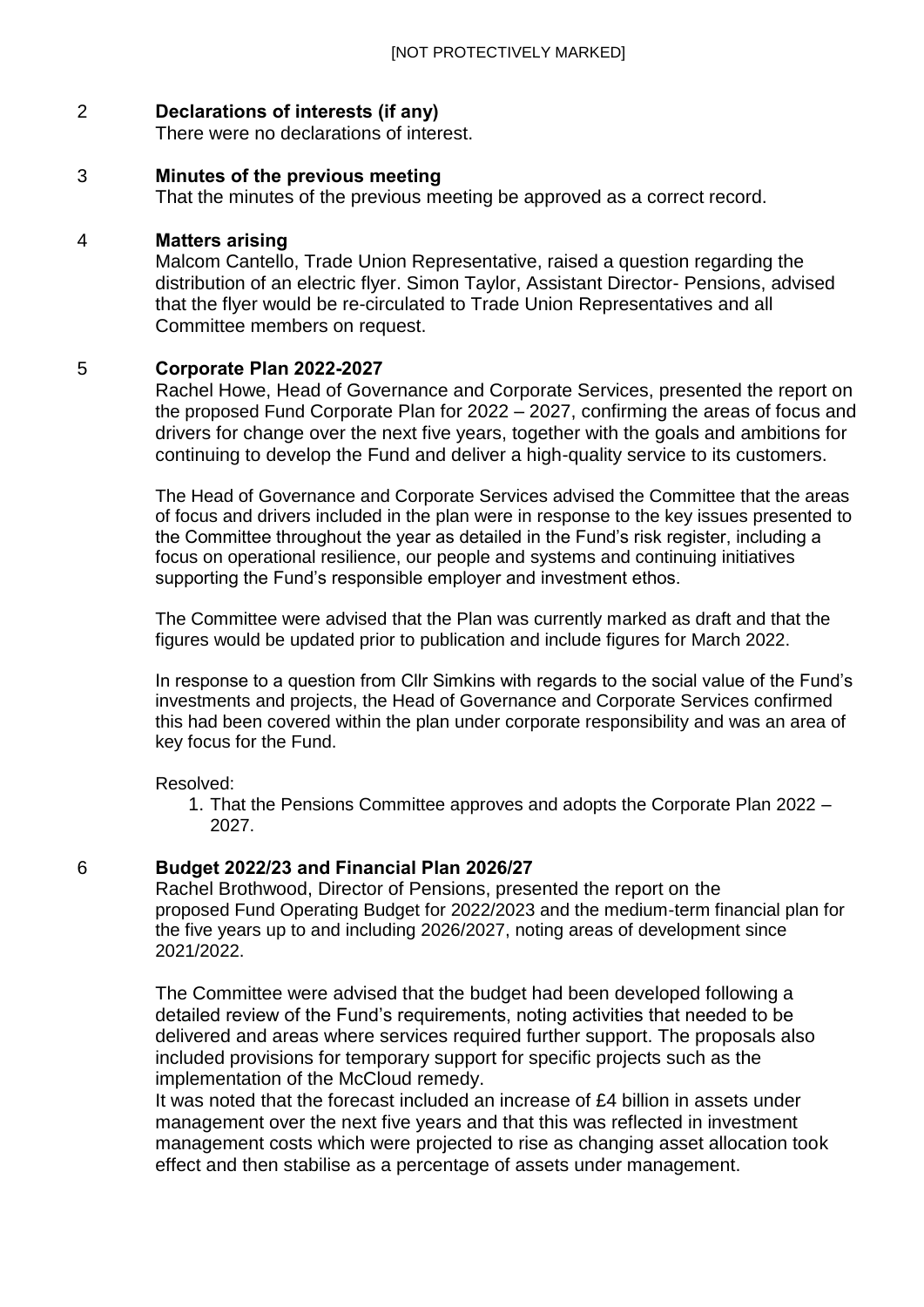## 2 Declarations of interests (if any)

There were no declarations of interest.

## 3 Minutes of the previous meeting

That the minutes of the previous meeting be approved as a correct record.

## 4 Matters arising

Malcom Cantello, Trade Union Representative, raised a question regarding the distribution of an electric flyer. Simon Taylor, Assistant Director- Pensions, advised that the flyer would be re-circulated to Trade Union Representatives and all Committee members on request.

## 5 Corporate Plan 2022-2027

Rachel Howe, Head of Governance and Corporate Services, presented the report on the proposed Fund Corporate Plan for 2022 – 2027, confirming the areas of focus and drivers for change over the next five years, together with the goals and ambitions for continuing to develop the Fund and deliver a high-quality service to its customers.

The Head of Governance and Corporate Services advised the Committee that the areas of focus and drivers included in the plan were in response to the key issues presented to the Committee throughout the year as detailed in the Fund's risk register, including a focus on operational resilience, our people and systems and continuing initiatives supporting the Fund's responsible employer and investment ethos.

The Committee were advised that the Plan was currently marked as draft and that the figures would be updated prior to publication and include figures for March 2022.

In response to a question from Cllr Simkins with regards to the social value of the Fund's investments and projects, the Head of Governance and Corporate Services confirmed this had been covered within the plan under corporate responsibility and was an area of key focus for the Fund.

Resolved:

1. That the Pensions Committee approves and adopts the Corporate Plan 2022 – 2027.

## 6 Budget 2022/23 and Financial Plan 2026/27

Rachel Brothwood, Director of Pensions, presented the report on the proposed Fund Operating Budget for 2022/2023 and the medium-term financial plan for the five years up to and including 2026/2027, noting areas of development since 2021/2022.

The Committee were advised that the budget had been developed following a detailed review of the Fund's requirements, noting activities that needed to be delivered and areas where services required further support. The proposals also included provisions for temporary support for specific projects such as the implementation of the McCloud remedy.
It was noted that the forecast included an increase of £4 billion in assets under management over the next five years and that this was reflected in investment management costs which were projected to rise as changing asset allocation took effect and then stabilise as a percentage of assets under management.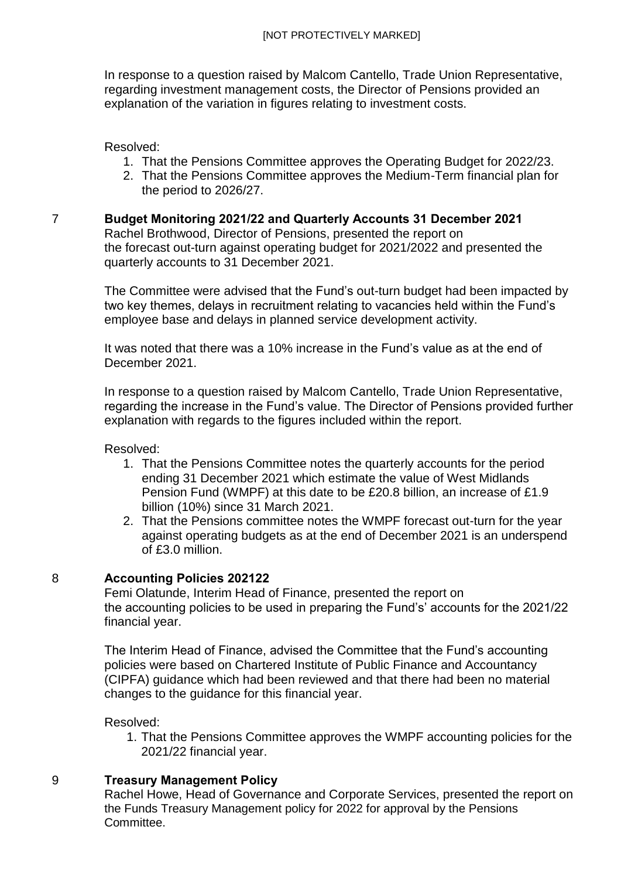In response to a question raised by Malcom Cantello, Trade Union Representative, regarding investment management costs, the Director of Pensions provided an explanation of the variation in figures relating to investment costs.

Resolved:

1. That the Pensions Committee approves the Operating Budget for 2022/23.
2. That the Pensions Committee approves the Medium-Term financial plan for the period to 2026/27.

## 7 Budget Monitoring 2021/22 and Quarterly Accounts 31 December 2021

Rachel Brothwood, Director of Pensions, presented the report on the forecast out-turn against operating budget for 2021/2022 and presented the quarterly accounts to 31 December 2021.

The Committee were advised that the Fund's out-turn budget had been impacted by two key themes, delays in recruitment relating to vacancies held within the Fund's employee base and delays in planned service development activity.

It was noted that there was a 10% increase in the Fund's value as at the end of December 2021.

In response to a question raised by Malcom Cantello, Trade Union Representative, regarding the increase in the Fund's value. The Director of Pensions provided further explanation with regards to the figures included within the report.

Resolved:

1. That the Pensions Committee notes the quarterly accounts for the period ending 31 December 2021 which estimate the value of West Midlands Pension Fund (WMPF) at this date to be £20.8 billion, an increase of £1.9 billion (10%) since 31 March 2021.
2. That the Pensions committee notes the WMPF forecast out-turn for the year against operating budgets as at the end of December 2021 is an underspend of £3.0 million.

## 8 Accounting Policies 202122

Femi Olatunde, Interim Head of Finance, presented the report on the accounting policies to be used in preparing the Fund's' accounts for the 2021/22 financial year.

The Interim Head of Finance, advised the Committee that the Fund's accounting policies were based on Chartered Institute of Public Finance and Accountancy (CIPFA) guidance which had been reviewed and that there had been no material changes to the guidance for this financial year.

Resolved:

1. That the Pensions Committee approves the WMPF accounting policies for the 2021/22 financial year.

## 9 Treasury Management Policy

Rachel Howe, Head of Governance and Corporate Services, presented the report on the Funds Treasury Management policy for 2022 for approval by the Pensions Committee.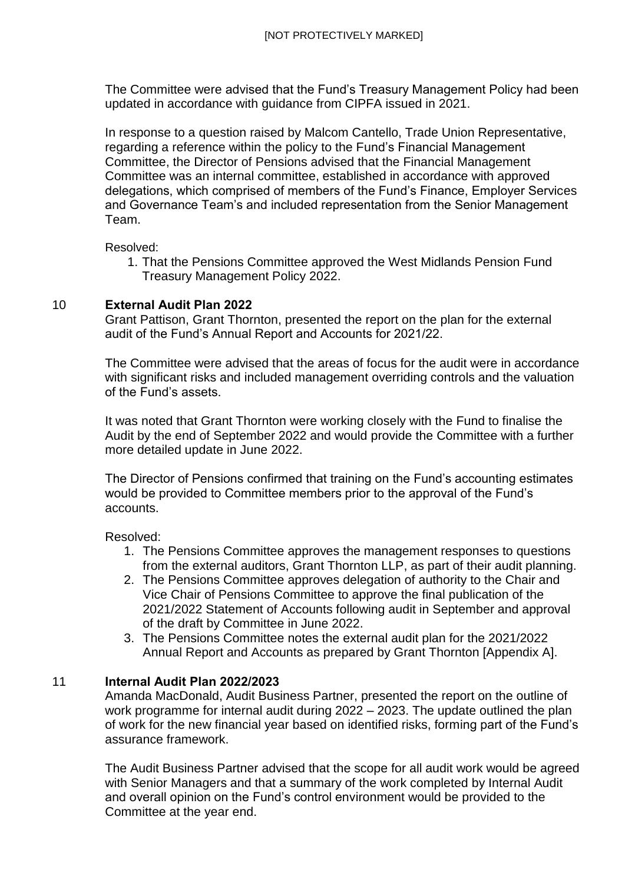The Committee were advised that the Fund's Treasury Management Policy had been updated in accordance with guidance from CIPFA issued in 2021.

In response to a question raised by Malcom Cantello, Trade Union Representative, regarding a reference within the policy to the Fund's Financial Management Committee, the Director of Pensions advised that the Financial Management Committee was an internal committee, established in accordance with approved delegations, which comprised of members of the Fund's Finance, Employer Services and Governance Team's and included representation from the Senior Management Team.

Resolved:

1. That the Pensions Committee approved the West Midlands Pension Fund Treasury Management Policy 2022.

## 10 **External Audit Plan 2022**

Grant Pattison, Grant Thornton, presented the report on the plan for the external audit of the Fund's Annual Report and Accounts for 2021/22.

The Committee were advised that the areas of focus for the audit were in accordance with significant risks and included management overriding controls and the valuation of the Fund's assets.

It was noted that Grant Thornton were working closely with the Fund to finalise the Audit by the end of September 2022 and would provide the Committee with a further more detailed update in June 2022.

The Director of Pensions confirmed that training on the Fund's accounting estimates would be provided to Committee members prior to the approval of the Fund's accounts.

Resolved:

1. The Pensions Committee approves the management responses to questions from the external auditors, Grant Thornton LLP, as part of their audit planning.
2. The Pensions Committee approves delegation of authority to the Chair and Vice Chair of Pensions Committee to approve the final publication of the 2021/2022 Statement of Accounts following audit in September and approval of the draft by Committee in June 2022.
3. The Pensions Committee notes the external audit plan for the 2021/2022 Annual Report and Accounts as prepared by Grant Thornton [Appendix A].

## 11 **Internal Audit Plan 2022/2023**

Amanda MacDonald, Audit Business Partner, presented the report on the outline of work programme for internal audit during 2022 – 2023. The update outlined the plan of work for the new financial year based on identified risks, forming part of the Fund's assurance framework.

The Audit Business Partner advised that the scope for all audit work would be agreed with Senior Managers and that a summary of the work completed by Internal Audit and overall opinion on the Fund's control environment would be provided to the Committee at the year end.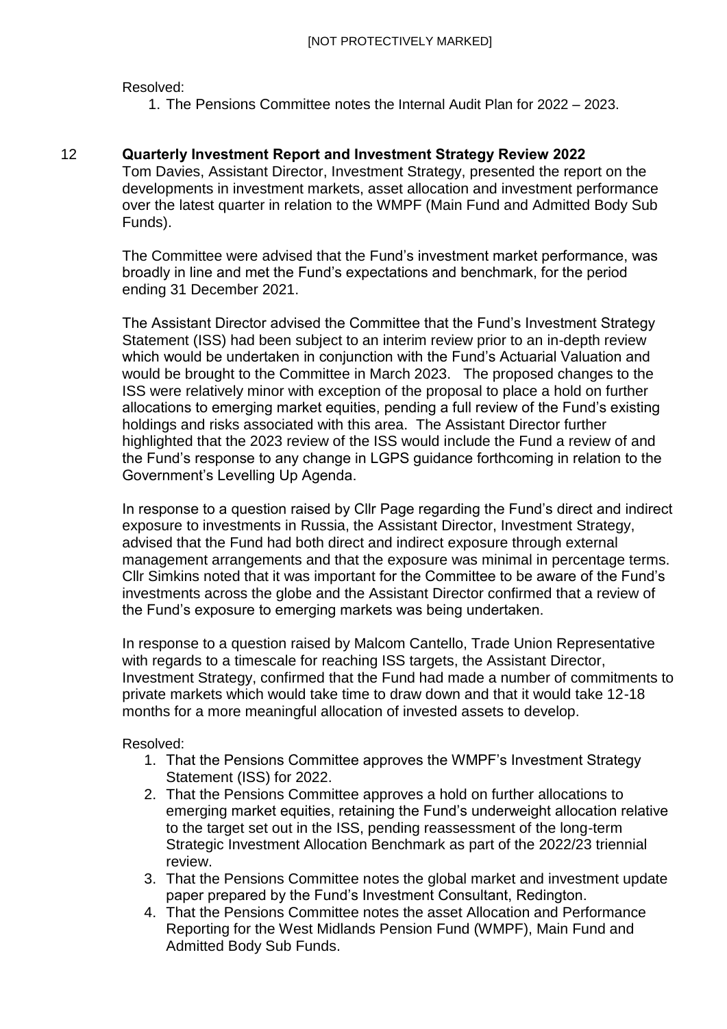Resolved:

1. The Pensions Committee notes the Internal Audit Plan for 2022 – 2023.

## 12 Quarterly Investment Report and Investment Strategy Review 2022

Tom Davies, Assistant Director, Investment Strategy, presented the report on the developments in investment markets, asset allocation and investment performance over the latest quarter in relation to the WMPF (Main Fund and Admitted Body Sub Funds).

The Committee were advised that the Fund's investment market performance, was broadly in line and met the Fund's expectations and benchmark, for the period ending 31 December 2021.

The Assistant Director advised the Committee that the Fund's Investment Strategy Statement (ISS) had been subject to an interim review prior to an in-depth review which would be undertaken in conjunction with the Fund's Actuarial Valuation and would be brought to the Committee in March 2023. The proposed changes to the ISS were relatively minor with exception of the proposal to place a hold on further allocations to emerging market equities, pending a full review of the Fund's existing holdings and risks associated with this area. The Assistant Director further highlighted that the 2023 review of the ISS would include the Fund a review of and the Fund's response to any change in LGPS guidance forthcoming in relation to the Government's Levelling Up Agenda.

In response to a question raised by Cllr Page regarding the Fund's direct and indirect exposure to investments in Russia, the Assistant Director, Investment Strategy, advised that the Fund had both direct and indirect exposure through external management arrangements and that the exposure was minimal in percentage terms. Cllr Simkins noted that it was important for the Committee to be aware of the Fund's investments across the globe and the Assistant Director confirmed that a review of the Fund's exposure to emerging markets was being undertaken.

In response to a question raised by Malcom Cantello, Trade Union Representative with regards to a timescale for reaching ISS targets, the Assistant Director, Investment Strategy, confirmed that the Fund had made a number of commitments to private markets which would take time to draw down and that it would take 12-18 months for a more meaningful allocation of invested assets to develop.

Resolved:

1. That the Pensions Committee approves the WMPF's Investment Strategy Statement (ISS) for 2022.
2. That the Pensions Committee approves a hold on further allocations to emerging market equities, retaining the Fund's underweight allocation relative to the target set out in the ISS, pending reassessment of the long-term Strategic Investment Allocation Benchmark as part of the 2022/23 triennial review.
3. That the Pensions Committee notes the global market and investment update paper prepared by the Fund's Investment Consultant, Redington.
4. That the Pensions Committee notes the asset Allocation and Performance Reporting for the West Midlands Pension Fund (WMPF), Main Fund and Admitted Body Sub Funds.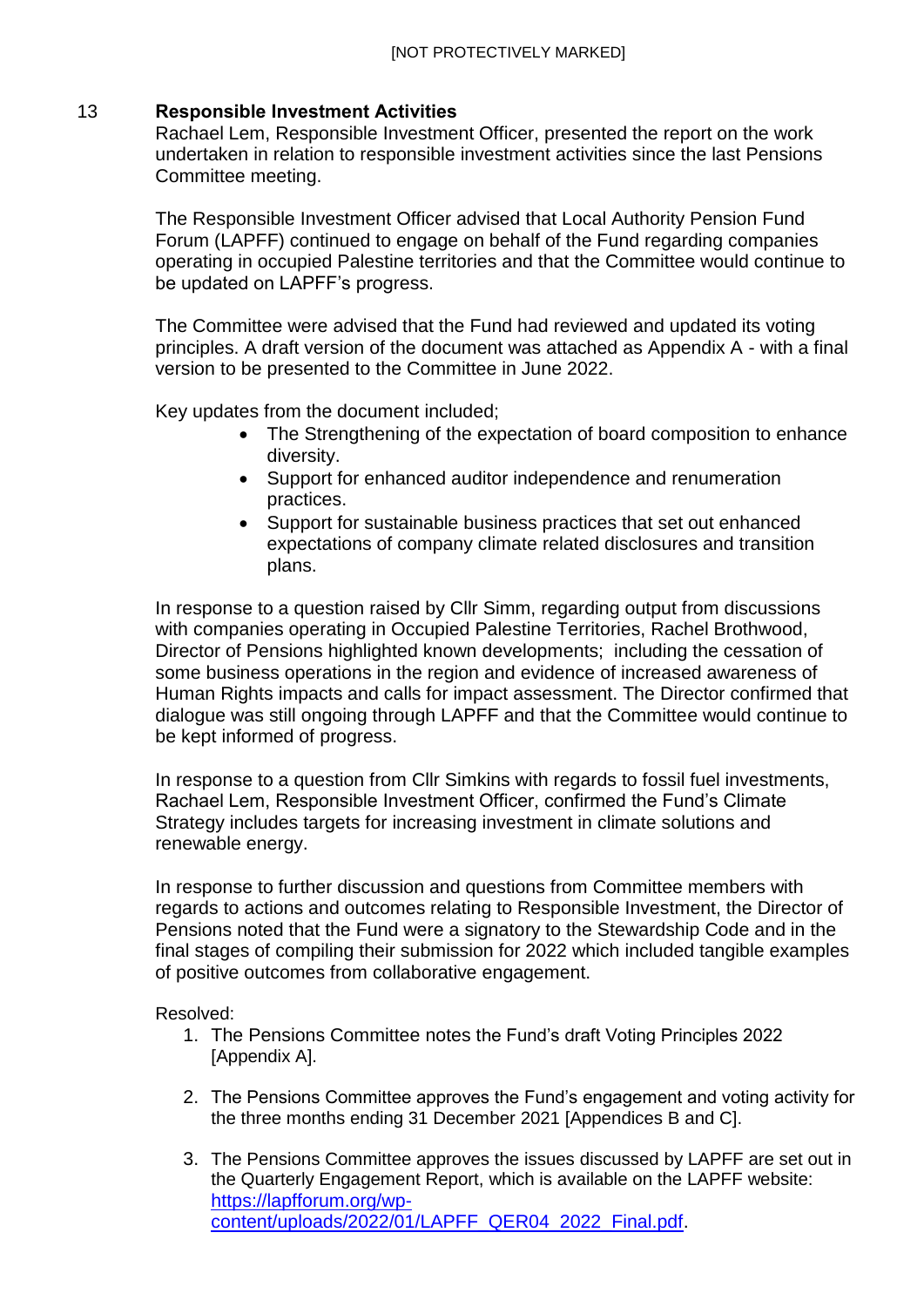## 13 Responsible Investment Activities

Rachael Lem, Responsible Investment Officer, presented the report on the work undertaken in relation to responsible investment activities since the last Pensions Committee meeting.

The Responsible Investment Officer advised that Local Authority Pension Fund Forum (LAPFF) continued to engage on behalf of the Fund regarding companies operating in occupied Palestine territories and that the Committee would continue to be updated on LAPFF's progress.

The Committee were advised that the Fund had reviewed and updated its voting principles. A draft version of the document was attached as Appendix A - with a final version to be presented to the Committee in June 2022.

Key updates from the document included;

- The Strengthening of the expectation of board composition to enhance diversity.
- Support for enhanced auditor independence and renumeration practices.
- Support for sustainable business practices that set out enhanced expectations of company climate related disclosures and transition plans.

In response to a question raised by Cllr Simm, regarding output from discussions with companies operating in Occupied Palestine Territories, Rachel Brothwood, Director of Pensions highlighted known developments; including the cessation of some business operations in the region and evidence of increased awareness of Human Rights impacts and calls for impact assessment. The Director confirmed that dialogue was still ongoing through LAPFF and that the Committee would continue to be kept informed of progress.

In response to a question from Cllr Simkins with regards to fossil fuel investments, Rachael Lem, Responsible Investment Officer, confirmed the Fund's Climate Strategy includes targets for increasing investment in climate solutions and renewable energy.

In response to further discussion and questions from Committee members with regards to actions and outcomes relating to Responsible Investment, the Director of Pensions noted that the Fund were a signatory to the Stewardship Code and in the final stages of compiling their submission for 2022 which included tangible examples of positive outcomes from collaborative engagement.

Resolved:

1. The Pensions Committee notes the Fund's draft Voting Principles 2022 [Appendix A].
2. The Pensions Committee approves the Fund's engagement and voting activity for the three months ending 31 December 2021 [Appendices B and C].
3. The Pensions Committee approves the issues discussed by LAPFF are set out in the Quarterly Engagement Report, which is available on the LAPFF website: [https://lapfforum.org/wp-content/uploads/2022/01/LAPFF_QER04_2022_Final.pdf](https://lapfforum.org/wp-content/uploads/2022/01/LAPFF_QER04_2022_Final.pdf).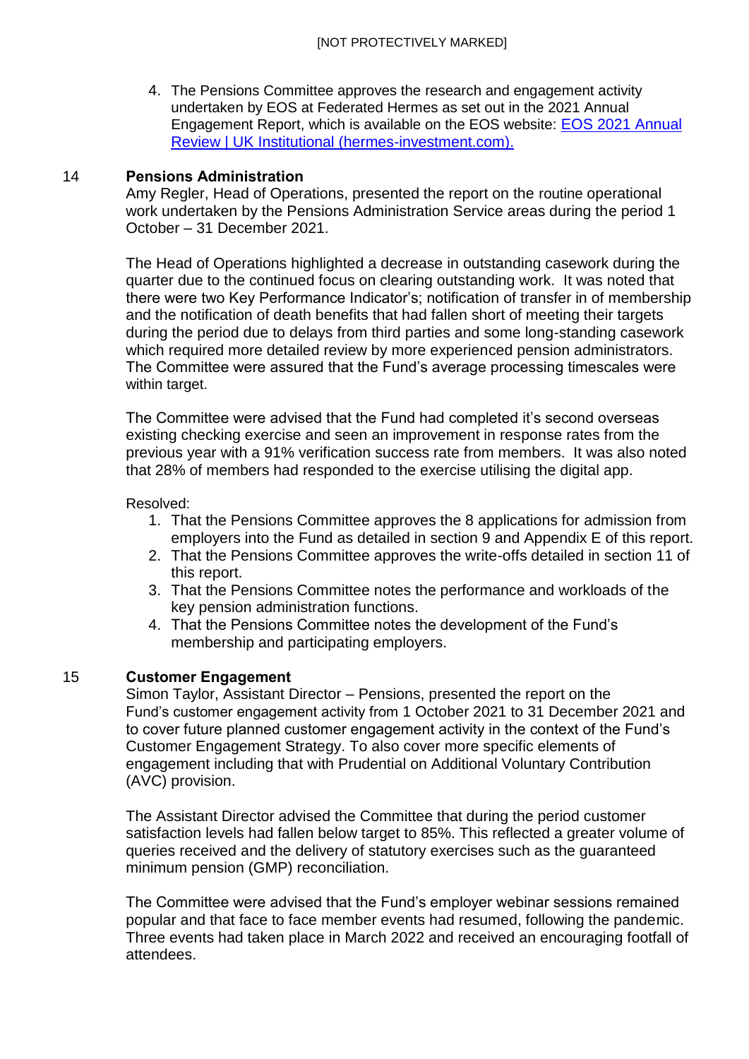4. The Pensions Committee approves the research and engagement activity undertaken by EOS at Federated Hermes as set out in the 2021 Annual Engagement Report, which is available on the EOS website: [EOS 2021 Annual Review | UK Institutional (hermes-investment.com).](#)

## 14 Pensions Administration

Amy Regler, Head of Operations, presented the report on the routine operational work undertaken by the Pensions Administration Service areas during the period 1 October – 31 December 2021.

The Head of Operations highlighted a decrease in outstanding casework during the quarter due to the continued focus on clearing outstanding work. It was noted that there were two Key Performance Indicator's; notification of transfer in of membership and the notification of death benefits that had fallen short of meeting their targets during the period due to delays from third parties and some long-standing casework which required more detailed review by more experienced pension administrators. The Committee were assured that the Fund's average processing timescales were within target.

The Committee were advised that the Fund had completed it's second overseas existing checking exercise and seen an improvement in response rates from the previous year with a 91% verification success rate from members. It was also noted that 28% of members had responded to the exercise utilising the digital app.

Resolved:

1. That the Pensions Committee approves the 8 applications for admission from employers into the Fund as detailed in section 9 and Appendix E of this report.
2. That the Pensions Committee approves the write-offs detailed in section 11 of this report.
3. That the Pensions Committee notes the performance and workloads of the key pension administration functions.
4. That the Pensions Committee notes the development of the Fund's membership and participating employers.

## 15 Customer Engagement

Simon Taylor, Assistant Director – Pensions, presented the report on the Fund's customer engagement activity from 1 October 2021 to 31 December 2021 and to cover future planned customer engagement activity in the context of the Fund's Customer Engagement Strategy. To also cover more specific elements of engagement including that with Prudential on Additional Voluntary Contribution (AVC) provision.

The Assistant Director advised the Committee that during the period customer satisfaction levels had fallen below target to 85%. This reflected a greater volume of queries received and the delivery of statutory exercises such as the guaranteed minimum pension (GMP) reconciliation.

The Committee were advised that the Fund's employer webinar sessions remained popular and that face to face member events had resumed, following the pandemic. Three events had taken place in March 2022 and received an encouraging footfall of attendees.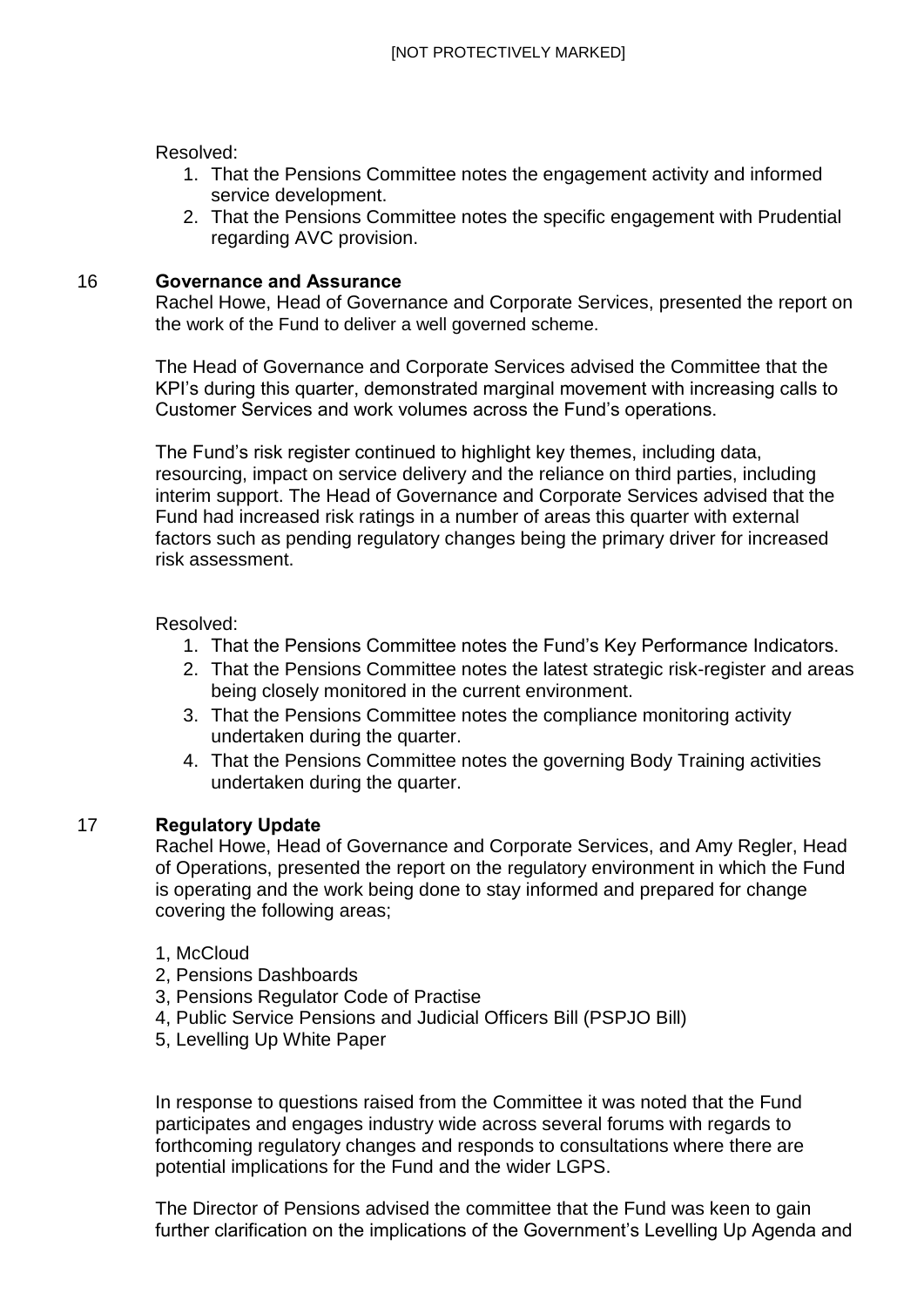Resolved:

1. That the Pensions Committee notes the engagement activity and informed service development.
2. That the Pensions Committee notes the specific engagement with Prudential regarding AVC provision.

## 16 Governance and Assurance

Rachel Howe, Head of Governance and Corporate Services, presented the report on the work of the Fund to deliver a well governed scheme.

The Head of Governance and Corporate Services advised the Committee that the KPI's during this quarter, demonstrated marginal movement with increasing calls to Customer Services and work volumes across the Fund's operations.

The Fund's risk register continued to highlight key themes, including data, resourcing, impact on service delivery and the reliance on third parties, including interim support. The Head of Governance and Corporate Services advised that the Fund had increased risk ratings in a number of areas this quarter with external factors such as pending regulatory changes being the primary driver for increased risk assessment.

Resolved:

1. That the Pensions Committee notes the Fund's Key Performance Indicators.
2. That the Pensions Committee notes the latest strategic risk-register and areas being closely monitored in the current environment.
3. That the Pensions Committee notes the compliance monitoring activity undertaken during the quarter.
4. That the Pensions Committee notes the governing Body Training activities undertaken during the quarter.

## 17 Regulatory Update

Rachel Howe, Head of Governance and Corporate Services, and Amy Regler, Head of Operations, presented the report on the regulatory environment in which the Fund is operating and the work being done to stay informed and prepared for change covering the following areas;

1, McCloud
2, Pensions Dashboards
3, Pensions Regulator Code of Practise
4, Public Service Pensions and Judicial Officers Bill (PSPJO Bill)
5, Levelling Up White Paper

In response to questions raised from the Committee it was noted that the Fund participates and engages industry wide across several forums with regards to forthcoming regulatory changes and responds to consultations where there are potential implications for the Fund and the wider LGPS.

The Director of Pensions advised the committee that the Fund was keen to gain further clarification on the implications of the Government's Levelling Up Agenda and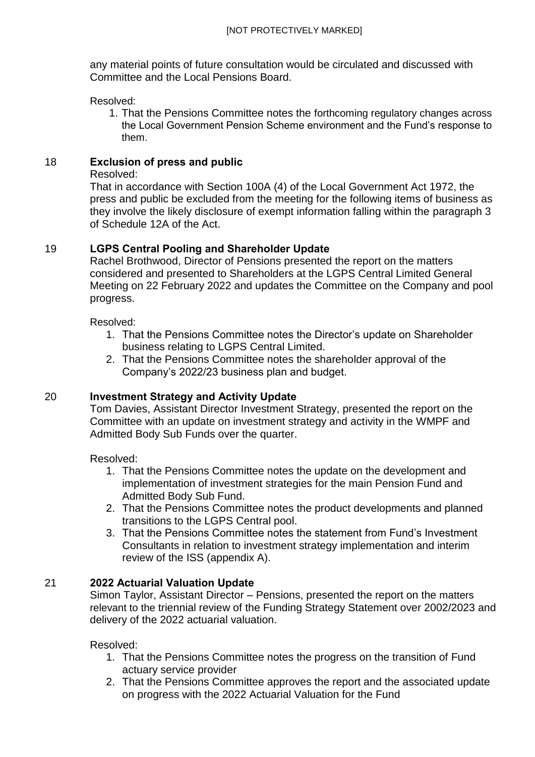any material points of future consultation would be circulated and discussed with Committee and the Local Pensions Board.

Resolved:

1. That the Pensions Committee notes the forthcoming regulatory changes across the Local Government Pension Scheme environment and the Fund's response to them.

18 **Exclusion of press and public**

Resolved:

That in accordance with Section 100A (4) of the Local Government Act 1972, the press and public be excluded from the meeting for the following items of business as they involve the likely disclosure of exempt information falling within the paragraph 3 of Schedule 12A of the Act.

19 **LGPS Central Pooling and Shareholder Update**

Rachel Brothwood, Director of Pensions presented the report on the matters considered and presented to Shareholders at the LGPS Central Limited General Meeting on 22 February 2022 and updates the Committee on the Company and pool progress.

Resolved:

1. That the Pensions Committee notes the Director's update on Shareholder business relating to LGPS Central Limited.
2. That the Pensions Committee notes the shareholder approval of the Company's 2022/23 business plan and budget.

20 **Investment Strategy and Activity Update**

Tom Davies, Assistant Director Investment Strategy, presented the report on the Committee with an update on investment strategy and activity in the WMPF and Admitted Body Sub Funds over the quarter.

Resolved:

1. That the Pensions Committee notes the update on the development and implementation of investment strategies for the main Pension Fund and Admitted Body Sub Fund.
2. That the Pensions Committee notes the product developments and planned transitions to the LGPS Central pool.
3. That the Pensions Committee notes the statement from Fund's Investment Consultants in relation to investment strategy implementation and interim review of the ISS (appendix A).

21 **2022 Actuarial Valuation Update**

Simon Taylor, Assistant Director – Pensions, presented the report on the matters relevant to the triennial review of the Funding Strategy Statement over 2002/2023 and delivery of the 2022 actuarial valuation.

Resolved:

1. That the Pensions Committee notes the progress on the transition of Fund actuary service provider
2. That the Pensions Committee approves the report and the associated update on progress with the 2022 Actuarial Valuation for the Fund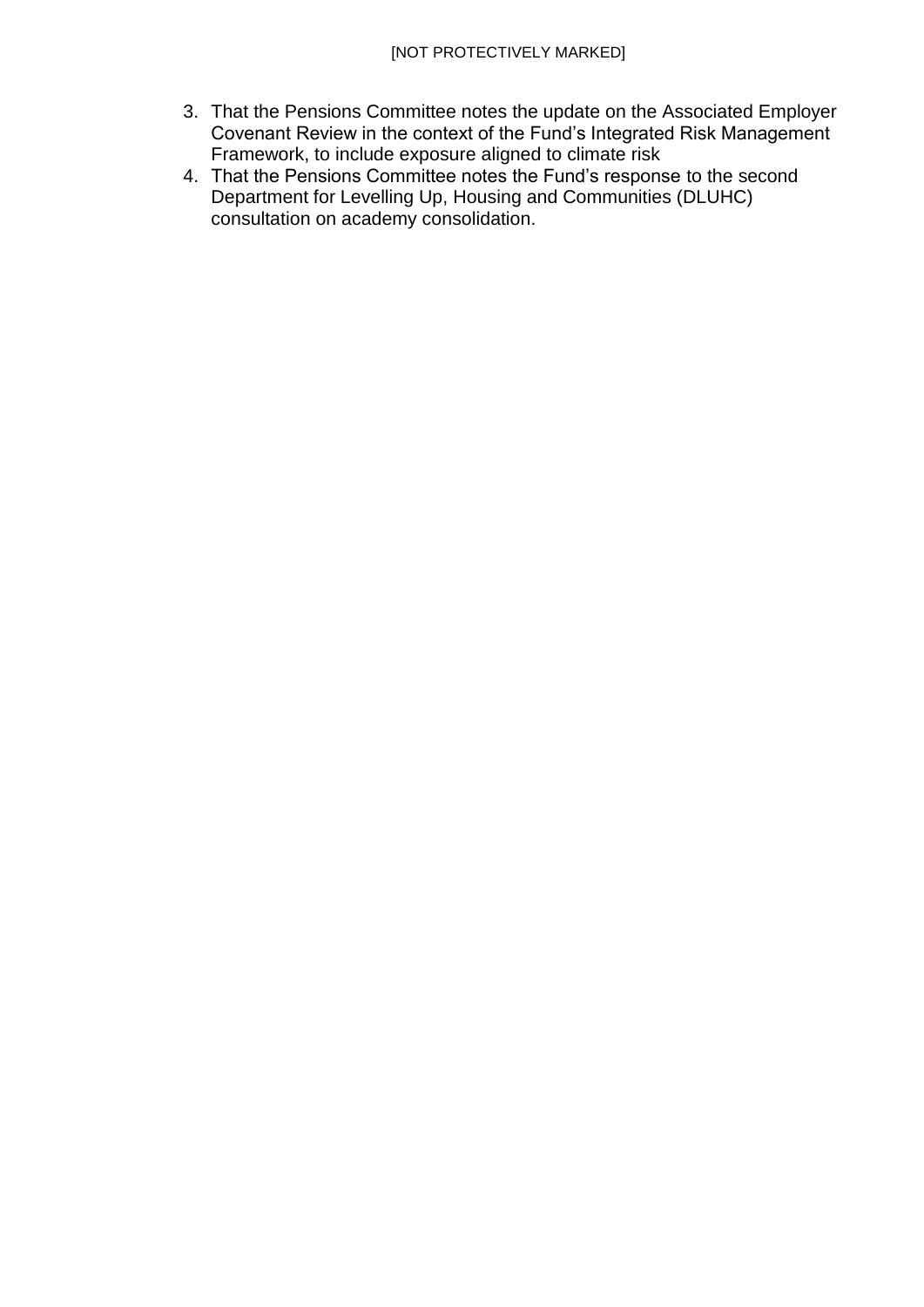3. That the Pensions Committee notes the update on the Associated Employer Covenant Review in the context of the Fund's Integrated Risk Management Framework, to include exposure aligned to climate risk
4. That the Pensions Committee notes the Fund's response to the second Department for Levelling Up, Housing and Communities (DLUHC) consultation on academy consolidation.